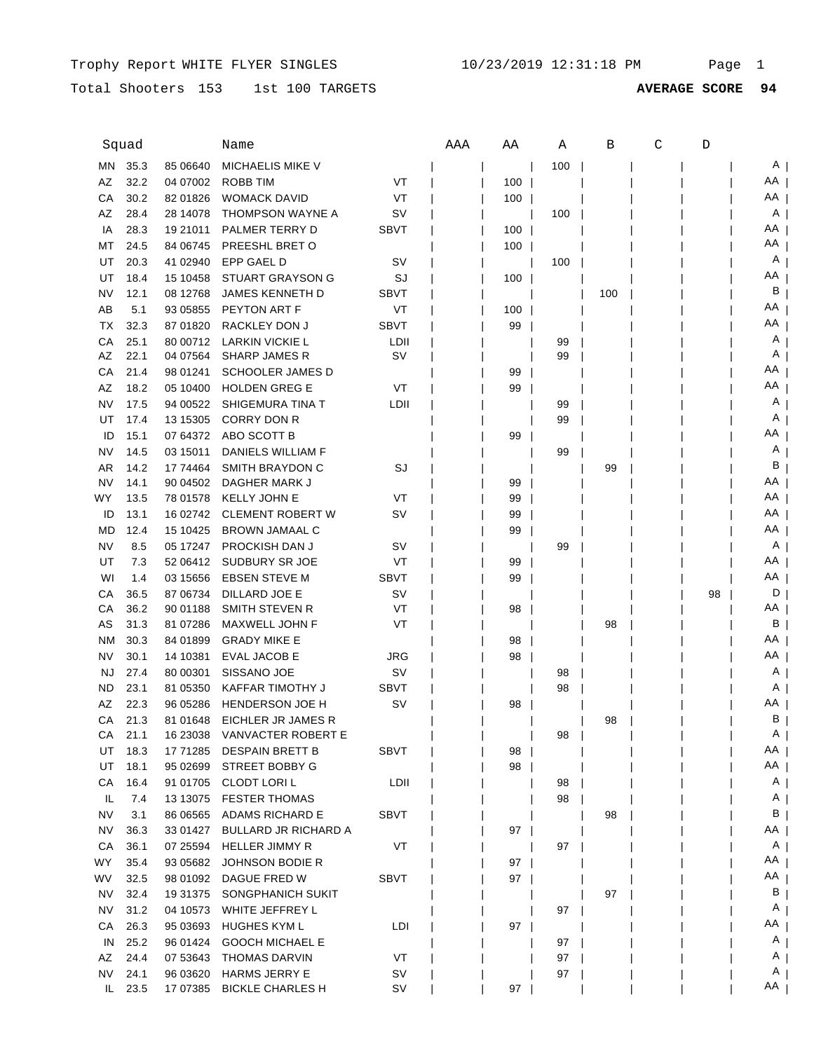Trophy Report WHITE FLYER SINGLES 10/23/2019 12:31:18 PM

Total Shooters 153 1st 100 TARGETS **AVERAGE SCORE 94**

| | Squad | | Name | | AAA | AA | A | B | C | D | |
|---|---|---|---|---|---|---|---|---|---|---|---|
| MN | 35.3 | 85 06640 | MICHAELIS MIKE V | | | | 100 | | | | A |
| AZ | 32.2 | 04 07002 | ROBB TIM | VT | | 100 | | | | | AA |
| CA | 30.2 | 82 01826 | WOMACK DAVID | VT | | 100 | | | | | AA |
| AZ | 28.4 | 28 14078 | THOMPSON WAYNE A | SV | | | 100 | | | | A |
| IA | 28.3 | 19 21011 | PALMER TERRY D | SBVT | | 100 | | | | | AA |
| MT | 24.5 | 84 06745 | PREESHL BRET O | | | 100 | | | | | AA |
| UT | 20.3 | 41 02940 | EPP GAEL D | SV | | | 100 | | | | A |
| UT | 18.4 | 15 10458 | STUART GRAYSON G | SJ | | 100 | | | | | AA |
| NV | 12.1 | 08 12768 | JAMES KENNETH D | SBVT | | | | 100 | | | B |
| AB | 5.1 | 93 05855 | PEYTON ART F | VT | | 100 | | | | | AA |
| TX | 32.3 | 87 01820 | RACKLEY DON J | SBVT | | 99 | | | | | AA |
| CA | 25.1 | 80 00712 | LARKIN VICKIE L | LDII | | | 99 | | | | A |
| AZ | 22.1 | 04 07564 | SHARP JAMES R | SV | | | 99 | | | | A |
| CA | 21.4 | 98 01241 | SCHOOLER JAMES D | | | 99 | | | | | AA |
| AZ | 18.2 | 05 10400 | HOLDEN GREG E | VT | | 99 | | | | | AA |
| NV | 17.5 | 94 00522 | SHIGEMURA TINA T | LDII | | | 99 | | | | A |
| UT | 17.4 | 13 15305 | CORRY DON R | | | | 99 | | | | A |
| ID | 15.1 | 07 64372 | ABO SCOTT B | | | 99 | | | | | AA |
| NV | 14.5 | 03 15011 | DANIELS WILLIAM F | | | | 99 | | | | A |
| AR | 14.2 | 17 74464 | SMITH BRAYDON C | SJ | | | | 99 | | | B |
| NV | 14.1 | 90 04502 | DAGHER MARK J | | | 99 | | | | | AA |
| WY | 13.5 | 78 01578 | KELLY JOHN E | VT | | 99 | | | | | AA |
| ID | 13.1 | 16 02742 | CLEMENT ROBERT W | SV | | 99 | | | | | AA |
| MD | 12.4 | 15 10425 | BROWN JAMAAL C | | | 99 | | | | | AA |
| NV | 8.5 | 05 17247 | PROCKISH DAN J | SV | | | 99 | | | | A |
| UT | 7.3 | 52 06412 | SUDBURY SR JOE | VT | | 99 | | | | | AA |
| WI | 1.4 | 03 15656 | EBSEN STEVE M | SBVT | | 99 | | | | | AA |
| CA | 36.5 | 87 06734 | DILLARD JOE E | SV | | | | | | 98 | D |
| CA | 36.2 | 90 01188 | SMITH STEVEN R | VT | | 98 | | | | | AA |
| AS | 31.3 | 81 07286 | MAXWELL JOHN F | VT | | | | 98 | | | B |
| NM | 30.3 | 84 01899 | GRADY MIKE E | | | 98 | | | | | AA |
| NV | 30.1 | 14 10381 | EVAL JACOB E | JRG | | 98 | | | | | AA |
| NJ | 27.4 | 80 00301 | SISSANO JOE | SV | | | 98 | | | | A |
| ND | 23.1 | 81 05350 | KAFFAR TIMOTHY J | SBVT | | | 98 | | | | A |
| AZ | 22.3 | 96 05286 | HENDERSON JOE H | SV | | 98 | | | | | AA |
| CA | 21.3 | 81 01648 | EICHLER JR JAMES R | | | | | 98 | | | B |
| CA | 21.1 | 16 23038 | VANVACTER ROBERT E | | | | 98 | | | | A |
| UT | 18.3 | 17 71285 | DESPAIN BRETT B | SBVT | | 98 | | | | | AA |
| UT | 18.1 | 95 02699 | STREET BOBBY G | | | 98 | | | | | AA |
| CA | 16.4 | 91 01705 | CLODT LORI L | LDII | | | 98 | | | | A |
| IL | 7.4 | 13 13075 | FESTER THOMAS | | | | 98 | | | | A |
| NV | 3.1 | 86 06565 | ADAMS RICHARD E | SBVT | | | | 98 | | | B |
| NV | 36.3 | 33 01427 | BULLARD JR RICHARD A | | | 97 | | | | | AA |
| CA | 36.1 | 07 25594 | HELLER JIMMY R | VT | | | 97 | | | | A |
| WY | 35.4 | 93 05682 | JOHNSON BODIE R | | | 97 | | | | | AA |
| WV | 32.5 | 98 01092 | DAGUE FRED W | SBVT | | 97 | | | | | AA |
| NV | 32.4 | 19 31375 | SONGPHANICH SUKIT | | | | | 97 | | | B |
| NV | 31.2 | 04 10573 | WHITE JEFFREY L | | | | 97 | | | | A |
| CA | 26.3 | 95 03693 | HUGHES KYM L | LDI | | 97 | | | | | AA |
| IN | 25.2 | 96 01424 | GOOCH MICHAEL E | | | | 97 | | | | A |
| AZ | 24.4 | 07 53643 | THOMAS DARVIN | VT | | | 97 | | | | A |
| NV | 24.1 | 96 03620 | HARMS JERRY E | SV | | | 97 | | | | A |
| IL | 23.5 | 17 07385 | BICKLE CHARLES H | SV | | 97 | | | | | AA |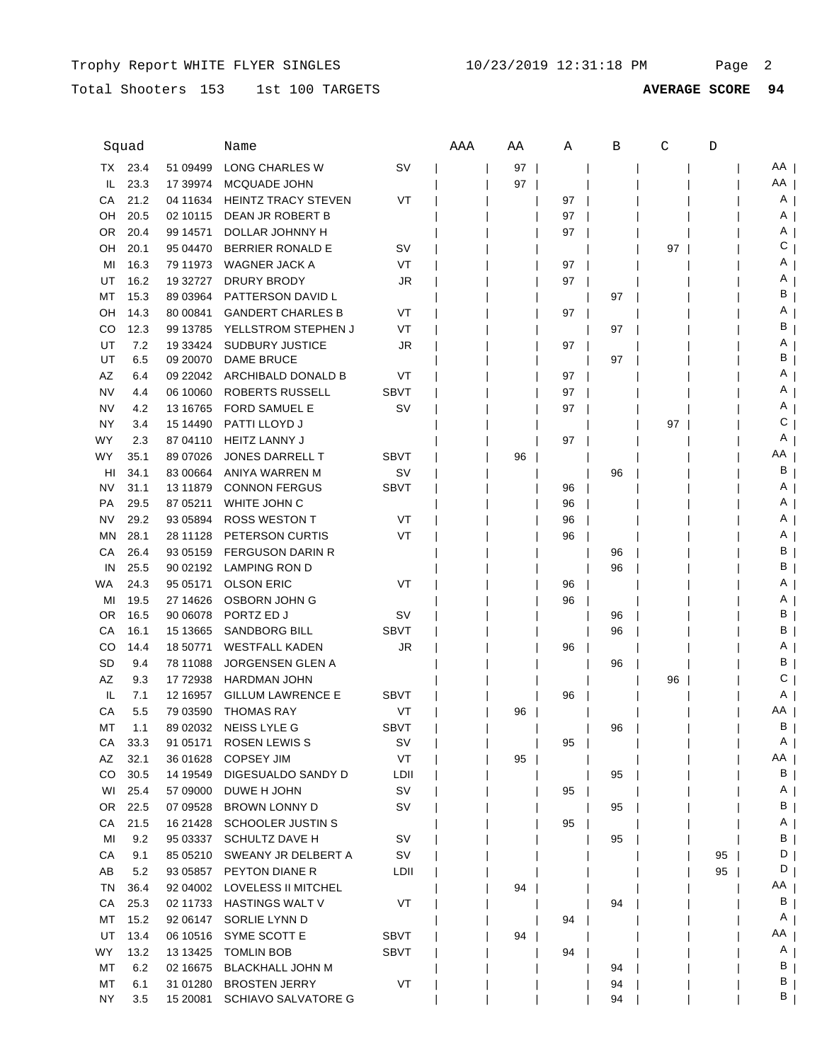Trophy Report WHITE FLYER SINGLES 10/23/2019 12:31:18 PM

Total Shooters 153 1st 100 TARGETS **AVERAGE SCORE 94**

| | Squad | | Name | | AAA | AA | A | B | C | D | |
|---|---|---|---|---|---|---|---|---|---|---|---|
| TX | 23.4 | 51 09499 | LONG CHARLES W | SV | | 97 | | | | | AA |
| IL | 23.3 | 17 39974 | MCQUADE JOHN | | | 97 | | | | | AA |
| CA | 21.2 | 04 11634 | HEINTZ TRACY STEVEN | VT | | | 97 | | | | A |
| OH | 20.5 | 02 10115 | DEAN JR ROBERT B | | | | 97 | | | | A |
| OR | 20.4 | 99 14571 | DOLLAR JOHNNY H | | | | 97 | | | | A |
| OH | 20.1 | 95 04470 | BERRIER RONALD E | SV | | | | | 97 | | C |
| MI | 16.3 | 79 11973 | WAGNER JACK A | VT | | | 97 | | | | A |
| UT | 16.2 | 19 32727 | DRURY BRODY | JR | | | 97 | | | | A |
| MT | 15.3 | 89 03964 | PATTERSON DAVID L | | | | | 97 | | | B |
| OH | 14.3 | 80 00841 | GANDERT CHARLES B | VT | | | 97 | | | | A |
| CO | 12.3 | 99 13785 | YELLSTROM STEPHEN J | VT | | | | 97 | | | B |
| UT | 7.2 | 19 33424 | SUDBURY JUSTICE | JR | | | 97 | | | | A |
| UT | 6.5 | 09 20070 | DAME BRUCE | | | | | 97 | | | B |
| AZ | 6.4 | 09 22042 | ARCHIBALD DONALD B | VT | | | 97 | | | | A |
| NV | 4.4 | 06 10060 | ROBERTS RUSSELL | SBVT | | | 97 | | | | A |
| NV | 4.2 | 13 16765 | FORD SAMUEL E | SV | | | 97 | | | | A |
| NY | 3.4 | 15 14490 | PATTI LLOYD J | | | | | | 97 | | C |
| WY | 2.3 | 87 04110 | HEITZ LANNY J | | | | 97 | | | | A |
| WY | 35.1 | 89 07026 | JONES DARRELL T | SBVT | | 96 | | | | | AA |
| HI | 34.1 | 83 00664 | ANIYA WARREN M | SV | | | | 96 | | | B |
| NV | 31.1 | 13 11879 | CONNON FERGUS | SBVT | | | 96 | | | | A |
| PA | 29.5 | 87 05211 | WHITE JOHN C | | | | 96 | | | | A |
| NV | 29.2 | 93 05894 | ROSS WESTON T | VT | | | 96 | | | | A |
| MN | 28.1 | 28 11128 | PETERSON CURTIS | VT | | | 96 | | | | A |
| CA | 26.4 | 93 05159 | FERGUSON DARIN R | | | | | 96 | | | B |
| IN | 25.5 | 90 02192 | LAMPING RON D | | | | | 96 | | | B |
| WA | 24.3 | 95 05171 | OLSON ERIC | VT | | | 96 | | | | A |
| MI | 19.5 | 27 14626 | OSBORN JOHN G | | | | 96 | | | | A |
| OR | 16.5 | 90 06078 | PORTZ ED J | SV | | | | 96 | | | B |
| CA | 16.1 | 15 13665 | SANDBORG BILL | SBVT | | | | 96 | | | B |
| CO | 14.4 | 18 50771 | WESTFALL KADEN | JR | | | 96 | | | | A |
| SD | 9.4 | 78 11088 | JORGENSEN GLEN A | | | | | 96 | | | B |
| AZ | 9.3 | 17 72938 | HARDMAN JOHN | | | | | | 96 | | C |
| IL | 7.1 | 12 16957 | GILLUM LAWRENCE E | SBVT | | | 96 | | | | A |
| CA | 5.5 | 79 03590 | THOMAS RAY | VT | | 96 | | | | | AA |
| MT | 1.1 | 89 02032 | NEISS LYLE G | SBVT | | | | 96 | | | B |
| CA | 33.3 | 91 05171 | ROSEN LEWIS S | SV | | | 95 | | | | A |
| AZ | 32.1 | 36 01628 | COPSEY JIM | VT | | 95 | | | | | AA |
| CO | 30.5 | 14 19549 | DIGESUALDO SANDY D | LDII | | | | 95 | | | B |
| WI | 25.4 | 57 09000 | DUWE H JOHN | SV | | | 95 | | | | A |
| OR | 22.5 | 07 09528 | BROWN LONNY D | SV | | | | 95 | | | B |
| CA | 21.5 | 16 21428 | SCHOOLER JUSTIN S | | | | 95 | | | | A |
| MI | 9.2 | 95 03337 | SCHULTZ DAVE H | SV | | | | 95 | | | B |
| CA | 9.1 | 85 05210 | SWEANY JR DELBERT A | SV | | | | | | 95 | D |
| AB | 5.2 | 93 05857 | PEYTON DIANE R | LDII | | | | | | 95 | D |
| TN | 36.4 | 92 04002 | LOVELESS II MITCHEL | | | 94 | | | | | AA |
| CA | 25.3 | 02 11733 | HASTINGS WALT V | VT | | | | 94 | | | B |
| MT | 15.2 | 92 06147 | SORLIE LYNN D | | | | 94 | | | | A |
| UT | 13.4 | 06 10516 | SYME SCOTT E | SBVT | | 94 | | | | | AA |
| WY | 13.2 | 13 13425 | TOMLIN BOB | SBVT | | | 94 | | | | A |
| MT | 6.2 | 02 16675 | BLACKHALL JOHN M | | | | | 94 | | | B |
| MT | 6.1 | 31 01280 | BROSTEN JERRY | VT | | | | 94 | | | B |
| NY | 3.5 | 15 20081 | SCHIAVO SALVATORE G | | | | | 94 | | | B |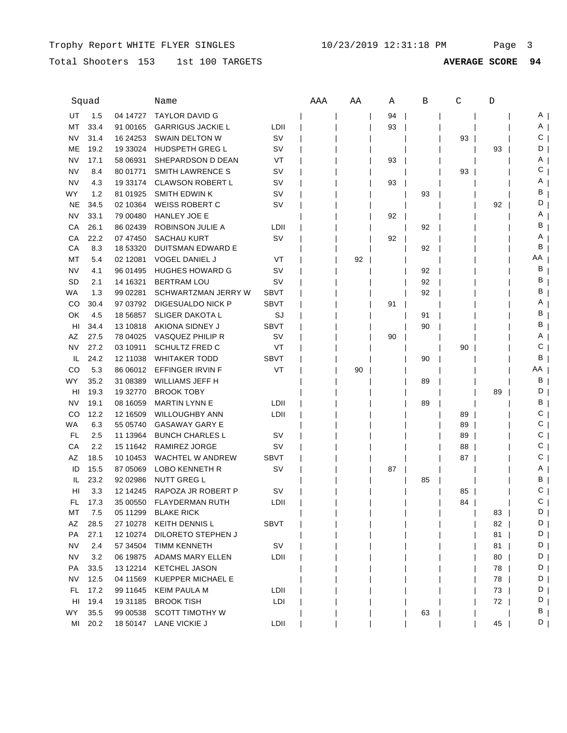Trophy Report WHITE FLYER SINGLES 10/23/2019 12:31:18 PM

Total Shooters 153 1st 100 TARGETS **AVERAGE SCORE 94**

| | Squad | | Name | | AAA | AA | A | B | C | D | |
|---|---|---|---|---|---|---|---|---|---|---|---|
| UT | 1.5 | 04 14727 | TAYLOR DAVID G | | | | 94 | | | | A |
| MT | 33.4 | 91 00165 | GARRIGUS JACKIE L | LDII | | | 93 | | | | A |
| NV | 31.4 | 16 24253 | SWAIN DELTON W | SV | | | | | 93 | | C |
| ME | 19.2 | 19 33024 | HUDSPETH GREG L | SV | | | | | | 93 | D |
| NV | 17.1 | 58 06931 | SHEPARDSON D DEAN | VT | | | 93 | | | | A |
| NV | 8.4 | 80 01771 | SMITH LAWRENCE S | SV | | | | | 93 | | C |
| NV | 4.3 | 19 33174 | CLAWSON ROBERT L | SV | | | 93 | | | | A |
| WY | 1.2 | 81 01925 | SMITH EDWIN K | SV | | | | 93 | | | B |
| NE | 34.5 | 02 10364 | WEISS ROBERT C | SV | | | | | | 92 | D |
| NV | 33.1 | 79 00480 | HANLEY JOE E | | | | 92 | | | | A |
| CA | 26.1 | 86 02439 | ROBINSON JULIE A | LDII | | | | 92 | | | B |
| CA | 22.2 | 07 47450 | SACHAU KURT | SV | | | 92 | | | | A |
| CA | 8.3 | 18 53320 | DUITSMAN EDWARD E | | | | | 92 | | | B |
| MT | 5.4 | 02 12081 | VOGEL DANIEL J | VT | | 92 | | | | | AA |
| NV | 4.1 | 96 01495 | HUGHES HOWARD G | SV | | | | 92 | | | B |
| SD | 2.1 | 14 16321 | BERTRAM LOU | SV | | | | 92 | | | B |
| WA | 1.3 | 99 02281 | SCHWARTZMAN JERRY W | SBVT | | | | 92 | | | B |
| CO | 30.4 | 97 03792 | DIGESUALDO NICK P | SBVT | | | 91 | | | | A |
| OK | 4.5 | 18 56857 | SLIGER DAKOTA L | SJ | | | | 91 | | | B |
| HI | 34.4 | 13 10818 | AKIONA SIDNEY J | SBVT | | | | 90 | | | B |
| AZ | 27.5 | 78 04025 | VASQUEZ PHILIP R | SV | | | 90 | | | | A |
| NV | 27.2 | 03 10911 | SCHULTZ FRED C | VT | | | | | 90 | | C |
| IL | 24.2 | 12 11038 | WHITAKER TODD | SBVT | | | | 90 | | | B |
| CO | 5.3 | 86 06012 | EFFINGER IRVIN F | VT | | 90 | | | | | AA |
| WY | 35.2 | 31 08389 | WILLIAMS JEFF H | | | | | 89 | | | B |
| HI | 19.3 | 19 32770 | BROOK TOBY | | | | | | | 89 | D |
| NV | 19.1 | 08 16059 | MARTIN LYNN E | LDII | | | | 89 | | | B |
| CO | 12.2 | 12 16509 | WILLOUGHBY ANN | LDII | | | | | 89 | | C |
| WA | 6.3 | 55 05740 | GASAWAY GARY E | | | | | | 89 | | C |
| FL | 2.5 | 11 13964 | BUNCH CHARLES L | SV | | | | | 89 | | C |
| CA | 2.2 | 15 11642 | RAMIREZ JORGE | SV | | | | | 88 | | C |
| AZ | 18.5 | 10 10453 | WACHTEL W ANDREW | SBVT | | | | | 87 | | C |
| ID | 15.5 | 87 05069 | LOBO KENNETH R | SV | | | 87 | | | | A |
| IL | 23.2 | 92 02986 | NUTT GREG L | | | | | 85 | | | B |
| HI | 3.3 | 12 14245 | RAPOZA JR ROBERT P | SV | | | | | 85 | | C |
| FL | 17.3 | 35 00550 | FLAYDERMAN RUTH | LDII | | | | | 84 | | C |
| MT | 7.5 | 05 11299 | BLAKE RICK | | | | | | | 83 | D |
| AZ | 28.5 | 27 10278 | KEITH DENNIS L | SBVT | | | | | | 82 | D |
| PA | 27.1 | 12 10274 | DILORETO STEPHEN J | | | | | | | 81 | D |
| NV | 2.4 | 57 34504 | TIMM KENNETH | SV | | | | | | 81 | D |
| NV | 3.2 | 06 19875 | ADAMS MARY ELLEN | LDII | | | | | | 80 | D |
| PA | 33.5 | 13 12214 | KETCHEL JASON | | | | | | | 78 | D |
| NV | 12.5 | 04 11569 | KUEPPER MICHAEL E | | | | | | | 78 | D |
| FL | 17.2 | 99 11645 | KEIM PAULA M | LDII | | | | | | 73 | D |
| HI | 19.4 | 19 31185 | BROOK TISH | LDI | | | | | | 72 | D |
| WY | 35.5 | 99 00538 | SCOTT TIMOTHY W | | | | | 63 | | | B |
| MI | 20.2 | 18 50147 | LANE VICKIE J | LDII | | | | | | 45 | D |